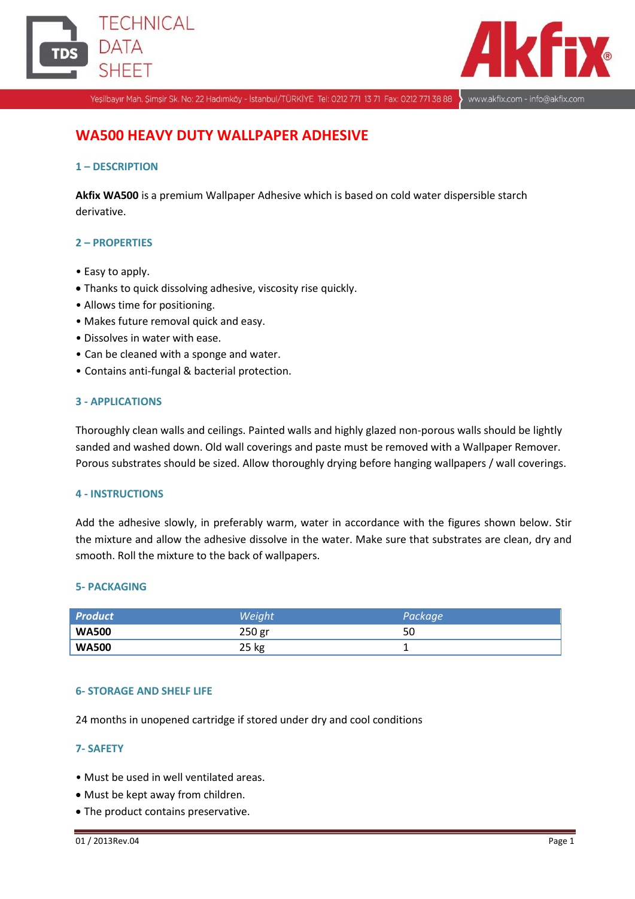# WA500 HEAVY DUTY WALLPAPER ADHESIVE

## 1 – DESCRIPTION

**Akfix WA500** is a premium Wallpaper Adhesive which is based on cold water dispersible starch derivative.

## 2 – PROPERTIES

- Easy to apply.
- Thanks to quick dissolving adhesive, viscosity rise quickly.
- Allows time for positioning.
- Makes future removal quick and easy.
- Dissolves in water with ease.
- Can be cleaned with a sponge and water.
- Contains anti-fungal & bacterial protection.

## 3 - APPLICATIONS

Thoroughly clean walls and ceilings. Painted walls and highly glazed non-porous walls should be lightly sanded and washed down. Old wall coverings and paste must be removed with a Wallpaper Remover. Porous substrates should be sized. Allow thoroughly drying before hanging wallpapers / wall coverings.

## 4 - INSTRUCTIONS

Add the adhesive slowly, in preferably warm, water in accordance with the figures shown below. Stir the mixture and allow the adhesive dissolve in the water. Make sure that substrates are clean, dry and smooth. Roll the mixture to the back of wallpapers.

## 5- PACKAGING

| *Product* | *Weight* | *Package* |
|---|---|---|
| **WA500** | 250 gr | 50 |
| **WA500** | 25 kg | 1 |

## 6- STORAGE AND SHELF LIFE

24 months in unopened cartridge if stored under dry and cool conditions

## 7- SAFETY

- Must be used in well ventilated areas.
- Must be kept away from children.
- The product contains preservative.

01 / 2013Rev.04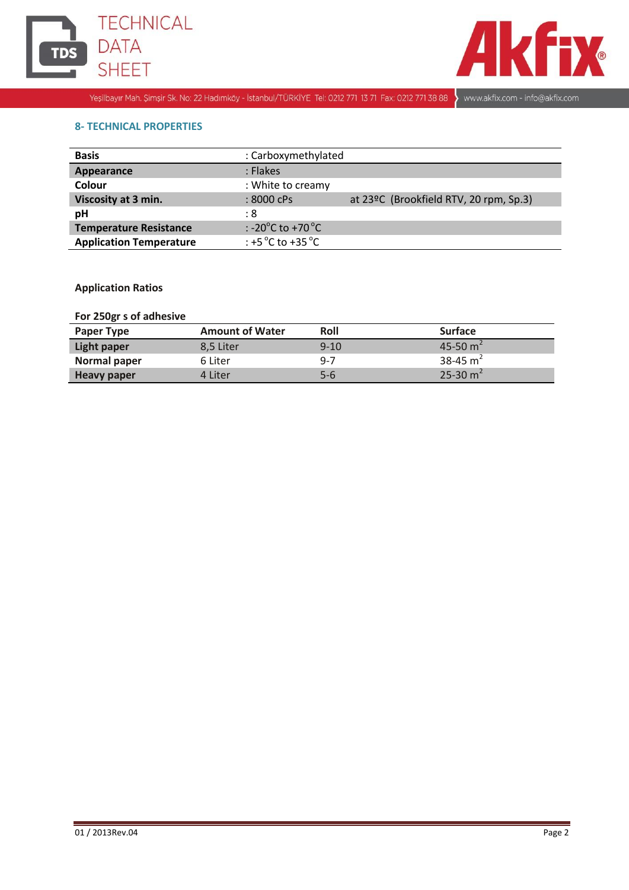## 8- TECHNICAL PROPERTIES

| | | |
|---|---|---|
| **Basis** | : Carboxymethylated | |
| **Appearance** | : Flakes | |
| **Colour** | : White to creamy | |
| **Viscosity at 3 min.** | : 8000 cPs | at 23ºC (Brookfield RTV, 20 rpm, Sp.3) |
| **pH** | : 8 | |
| **Temperature Resistance** | : -20°C to +70°C | |
| **Application Temperature** | : +5°C to +35°C | |

### Application Ratios

**For 250gr s of adhesive**

| Paper Type | Amount of Water | Roll | Surface |
|---|---|---|---|
| **Light paper** | 8,5 Liter | 9-10 | 45-50 $m^2$ |
| **Normal paper** | 6 Liter | 9-7 | 38-45 $m^2$ |
| **Heavy paper** | 4 Liter | 5-6 | 25-30 $m^2$ |

01 / 2013Rev.04